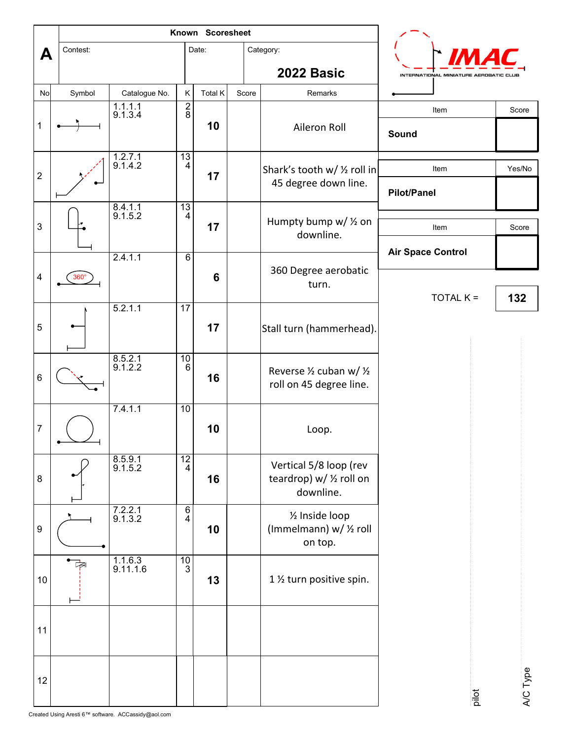# Known Scoresheet

**A**

| Contest: | Date: | Category: **2022 Basic** |
|---|---|---|

| No | Symbol | Catalogue No. | K | Total K | Score | Remarks |
|---|---|---|---|---|---|---|
| 1 | | 1.1.1.1<br>9.1.3.4 | 2<br>8 | **10** | | Aileron Roll |
| 2 | | 1.2.7.1<br>9.1.4.2 | 13<br>4 | **17** | | Shark's tooth w/ ½ roll in 45 degree down line. |
| 3 | | 8.4.1.1<br>9.1.5.2 | 13<br>4 | **17** | | Humpty bump w/ ½ on downline. |
| 4 | 360° | 2.4.1.1 | 6 | **6** | | 360 Degree aerobatic turn. |
| 5 | | 5.2.1.1 | 17 | **17** | | Stall turn (hammerhead). |
| 6 | | 8.5.2.1<br>9.1.2.2 | 10<br>6 | **16** | | Reverse ½ cuban w/ ½ roll on 45 degree line. |
| 7 | | 7.4.1.1 | 10 | **10** | | Loop. |
| 8 | | 8.5.9.1<br>9.1.5.2 | 12<br>4 | **16** | | Vertical 5/8 loop (rev teardrop) w/ ½ roll on downline. |
| 9 | | 7.2.2.1<br>9.1.3.2 | 6<br>4 | **10** | | ½ Inside loop (Immelmann) w/ ½ roll on top. |
| 10 | | 1.1.6.3<br>9.11.1.6 | 10<br>3 | **13** | | 1 ½ turn positive spin. |
| 11 | | | | | | |
| 12 | | | | | | |

IMAC — INTERNATIONAL MINIATURE AEROBATIC CLUB

| Item | Score |
|---|---|
| **Sound** | |

| Item | Yes/No |
|---|---|
| **Pilot/Panel** | |

| Item | Score |
|---|---|
| **Air Space Control** | |

TOTAL K = **132**

pilot

A/C Type

Created Using Aresti 6™ software. ACCassidy@aol.com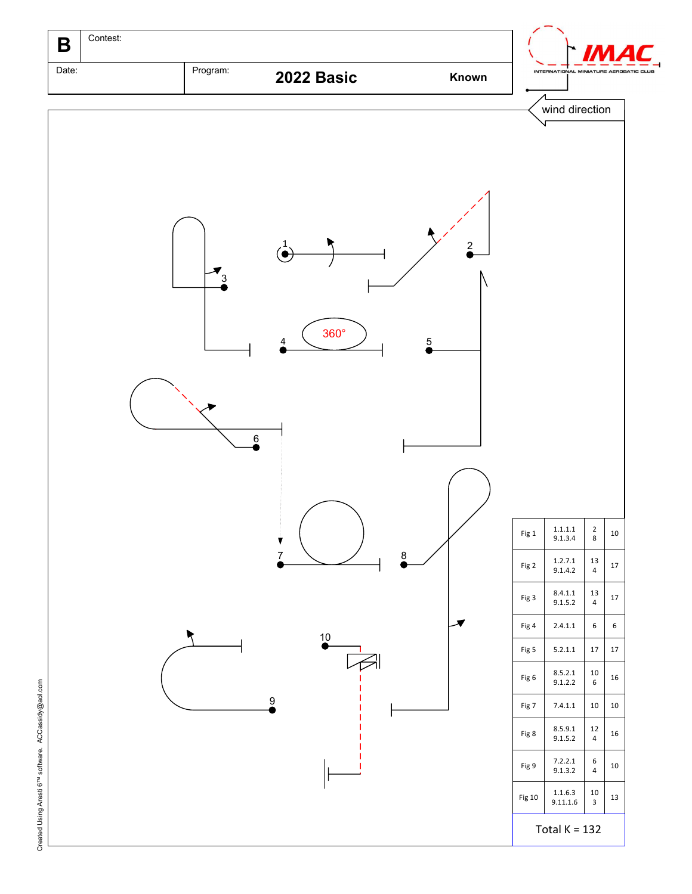| B | Contest: | | |
|---|---|---|---|
| Date: | Program: | **2022 Basic** | **Known** |

IMAC
INTERNATIONAL MINIATURE AEROBATIC CLUB

wind direction

1 2 3 4 360° 5 6 7 8 9 10

| Fig | Catalog | K | Total |
|---|---|---|---|
| Fig 1 | 1.1.1.1<br>9.1.3.4 | 2<br>8 | 10 |
| Fig 2 | 1.2.7.1<br>9.1.4.2 | 13<br>4 | 17 |
| Fig 3 | 8.4.1.1<br>9.1.5.2 | 13<br>4 | 17 |
| Fig 4 | 2.4.1.1 | 6 | 6 |
| Fig 5 | 5.2.1.1 | 17 | 17 |
| Fig 6 | 8.5.2.1<br>9.1.2.2 | 10<br>6 | 16 |
| Fig 7 | 7.4.1.1 | 10 | 10 |
| Fig 8 | 8.5.9.1<br>9.1.5.2 | 12<br>4 | 16 |
| Fig 9 | 7.2.2.1<br>9.1.3.2 | 6<br>4 | 10 |
| Fig 10 | 1.1.6.3<br>9.11.1.6 | 10<br>3 | 13 |

Total K = 132

Created Using Aresti 6™ software. ACCassidy@aol.com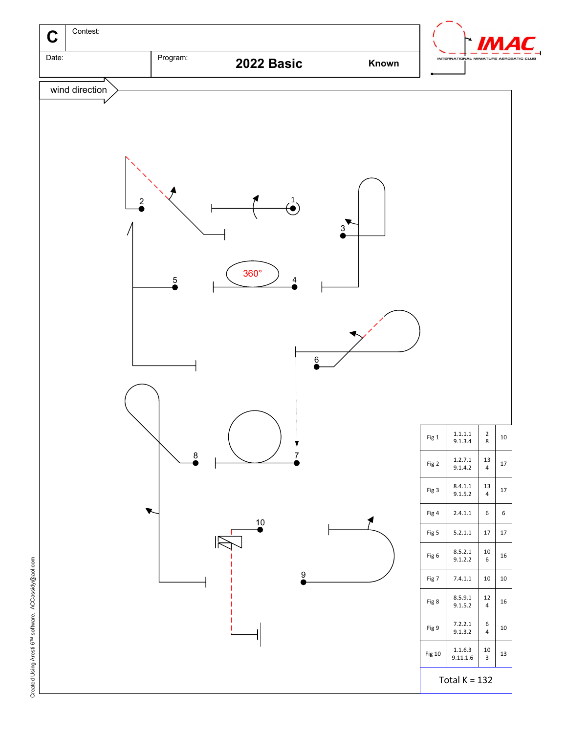| C | Contest: | |
|---|---|---|
| Date: | Program: **2022 Basic** | **Known** |

IMAC

INTERNATIONAL MINIATURE AEROBATIC CLUB

wind direction

1

2

3

360°

4

5

6

7

8

9

10

| | | | |
|---|---|---|---|
| Fig 1 | 1.1.1.1<br>9.1.3.4 | 2<br>8 | 10 |
| Fig 2 | 1.2.7.1<br>9.1.4.2 | 13<br>4 | 17 |
| Fig 3 | 8.4.1.1<br>9.1.5.2 | 13<br>4 | 17 |
| Fig 4 | 2.4.1.1 | 6 | 6 |
| Fig 5 | 5.2.1.1 | 17 | 17 |
| Fig 6 | 8.5.2.1<br>9.1.2.2 | 10<br>6 | 16 |
| Fig 7 | 7.4.1.1 | 10 | 10 |
| Fig 8 | 8.5.9.1<br>9.1.5.2 | 12<br>4 | 16 |
| Fig 9 | 7.2.2.1<br>9.1.3.2 | 6<br>4 | 10 |
| Fig 10 | 1.1.6.3<br>9.11.1.6 | 10<br>3 | 13 |

Total K = 132

Created Using Aresti 6™ software. ACCassidy@aol.com